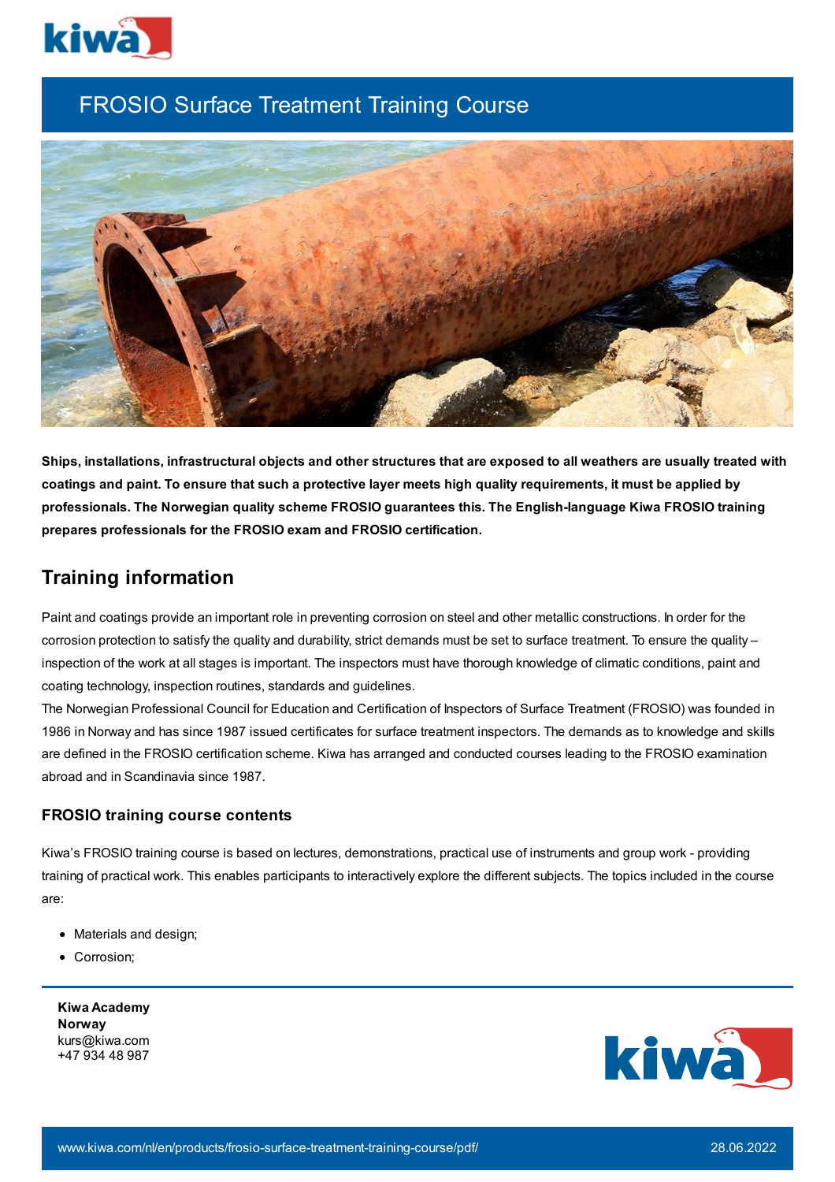# FROSIO Surface Treatment Training Course

**Ships, installations, infrastructural objects and other structures that are exposed to all weathers are usually treated with coatings and paint. To ensure that such a protective layer meets high quality requirements, it must be applied by professionals. The Norwegian quality scheme FROSIO guarantees this. The English-language Kiwa FROSIO training prepares professionals for the FROSIO exam and FROSIO certification.**

## Training information

Paint and coatings provide an important role in preventing corrosion on steel and other metallic constructions. In order for the corrosion protection to satisfy the quality and durability, strict demands must be set to surface treatment. To ensure the quality – inspection of the work at all stages is important. The inspectors must have thorough knowledge of climatic conditions, paint and coating technology, inspection routines, standards and guidelines.

The Norwegian Professional Council for Education and Certification of Inspectors of Surface Treatment (FROSIO) was founded in 1986 in Norway and has since 1987 issued certificates for surface treatment inspectors. The demands as to knowledge and skills are defined in the FROSIO certification scheme. Kiwa has arranged and conducted courses leading to the FROSIO examination abroad and in Scandinavia since 1987.

### FROSIO training course contents

Kiwa's FROSIO training course is based on lectures, demonstrations, practical use of instruments and group work - providing training of practical work. This enables participants to interactively explore the different subjects. The topics included in the course are:

- Materials and design;
- Corrosion;

**Kiwa Academy**
**Norway**
kurs@kiwa.com
+47 934 48 987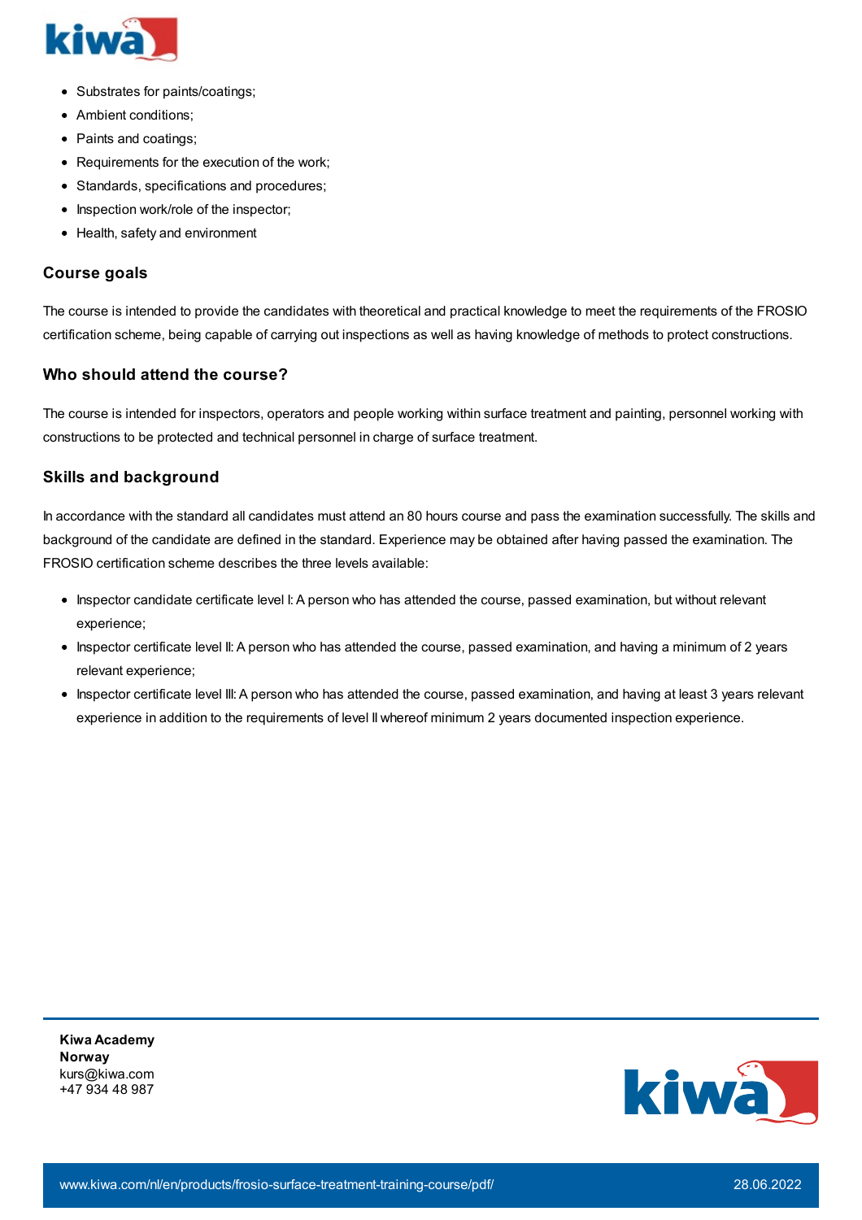- Substrates for paints/coatings;
- Ambient conditions;
- Paints and coatings;
- Requirements for the execution of the work;
- Standards, specifications and procedures;
- Inspection work/role of the inspector;
- Health, safety and environment

## Course goals

The course is intended to provide the candidates with theoretical and practical knowledge to meet the requirements of the FROSIO certification scheme, being capable of carrying out inspections as well as having knowledge of methods to protect constructions.

## Who should attend the course?

The course is intended for inspectors, operators and people working within surface treatment and painting, personnel working with constructions to be protected and technical personnel in charge of surface treatment.

## Skills and background

In accordance with the standard all candidates must attend an 80 hours course and pass the examination successfully. The skills and background of the candidate are defined in the standard. Experience may be obtained after having passed the examination. The FROSIO certification scheme describes the three levels available:

- Inspector candidate certificate level I: A person who has attended the course, passed examination, but without relevant experience;
- Inspector certificate level II: A person who has attended the course, passed examination, and having a minimum of 2 years relevant experience;
- Inspector certificate level III: A person who has attended the course, passed examination, and having at least 3 years relevant experience in addition to the requirements of level II whereof minimum 2 years documented inspection experience.

**Kiwa Academy**
**Norway**
kurs@kiwa.com
+47 934 48 987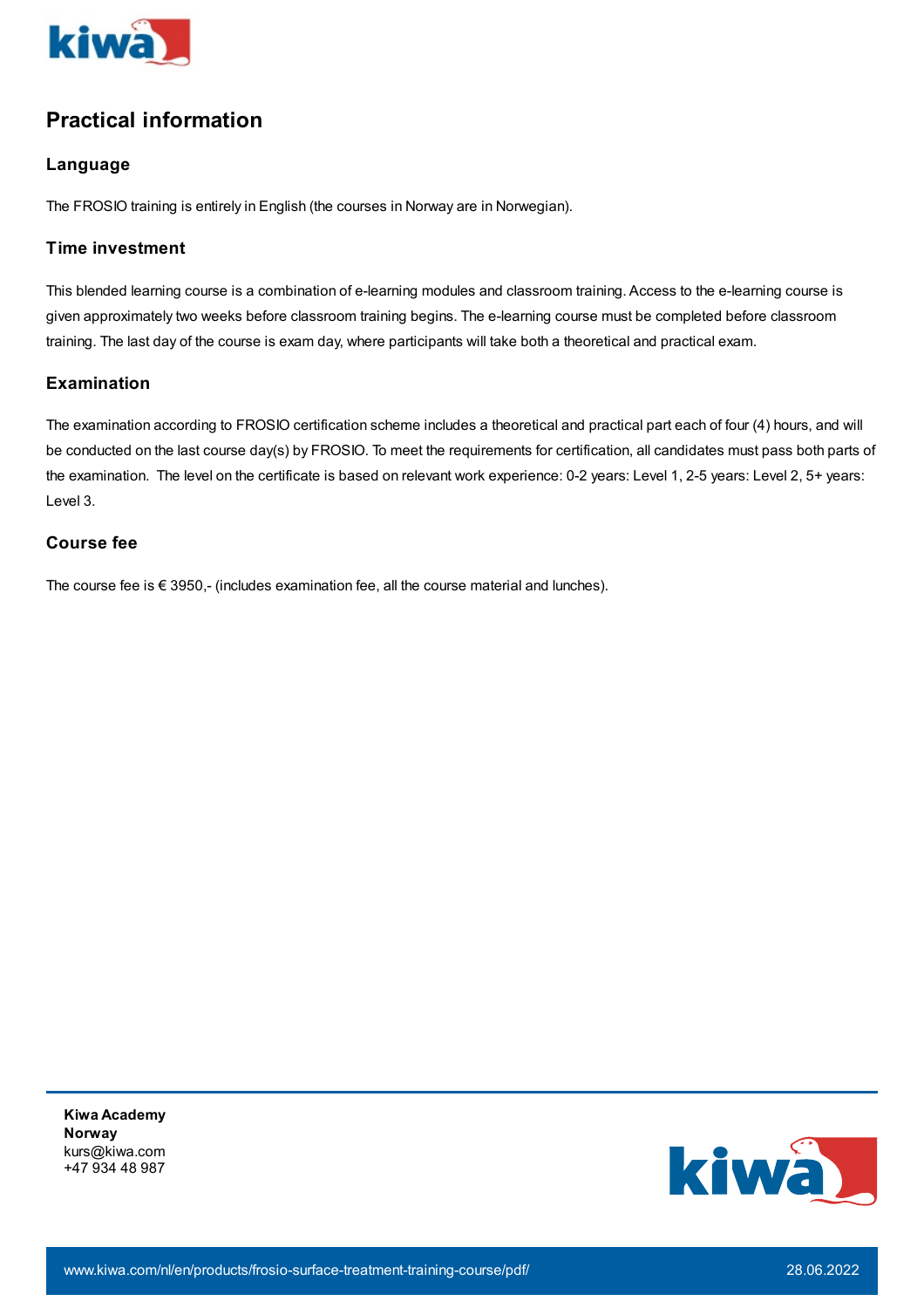## Practical information

### Language

The FROSIO training is entirely in English (the courses in Norway are in Norwegian).

### Time investment

This blended learning course is a combination of e-learning modules and classroom training. Access to the e-learning course is given approximately two weeks before classroom training begins. The e-learning course must be completed before classroom training. The last day of the course is exam day, where participants will take both a theoretical and practical exam.

### Examination

The examination according to FROSIO certification scheme includes a theoretical and practical part each of four (4) hours, and will be conducted on the last course day(s) by FROSIO. To meet the requirements for certification, all candidates must pass both parts of the examination. The level on the certificate is based on relevant work experience: 0-2 years: Level 1, 2-5 years: Level 2, 5+ years: Level 3.

### Course fee

The course fee is € 3950,- (includes examination fee, all the course material and lunches).

**Kiwa Academy**
**Norway**
kurs@kiwa.com
+47 934 48 987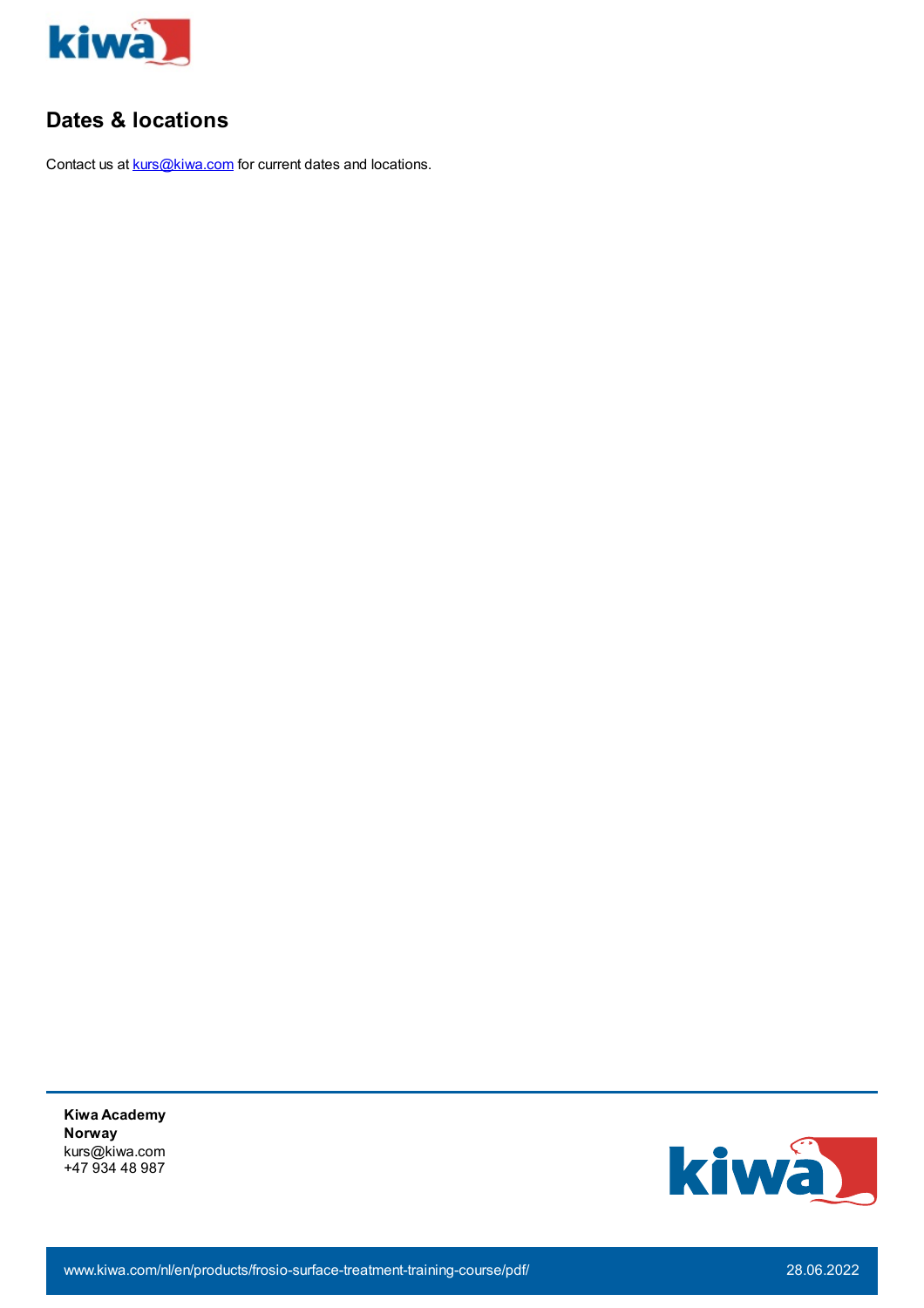## Dates & locations

Contact us at kurs@kiwa.com for current dates and locations.

**Kiwa Academy**
**Norway**
kurs@kiwa.com
+47 934 48 987